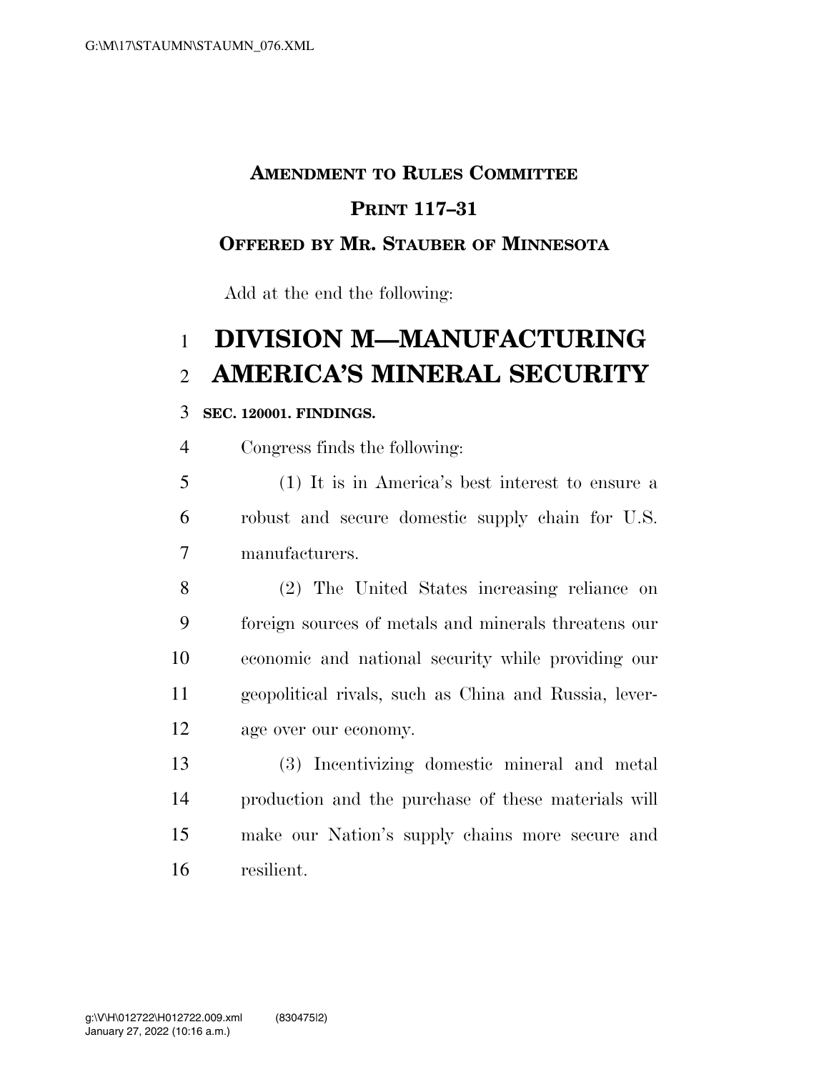**AMENDMENT TO RULES COMMITTEE**

**PRINT 117–31**

**OFFERED BY MR. STAUBER OF MINNESOTA**

Add at the end the following:

# DIVISION M—MANUFACTURING AMERICA'S MINERAL SECURITY

**SEC. 120001. FINDINGS.**

Congress finds the following:

(1) It is in America's best interest to ensure a robust and secure domestic supply chain for U.S. manufacturers.

(2) The United States increasing reliance on foreign sources of metals and minerals threatens our economic and national security while providing our geopolitical rivals, such as China and Russia, leverage over our economy.

(3) Incentivizing domestic mineral and metal production and the purchase of these materials will make our Nation's supply chains more secure and resilient.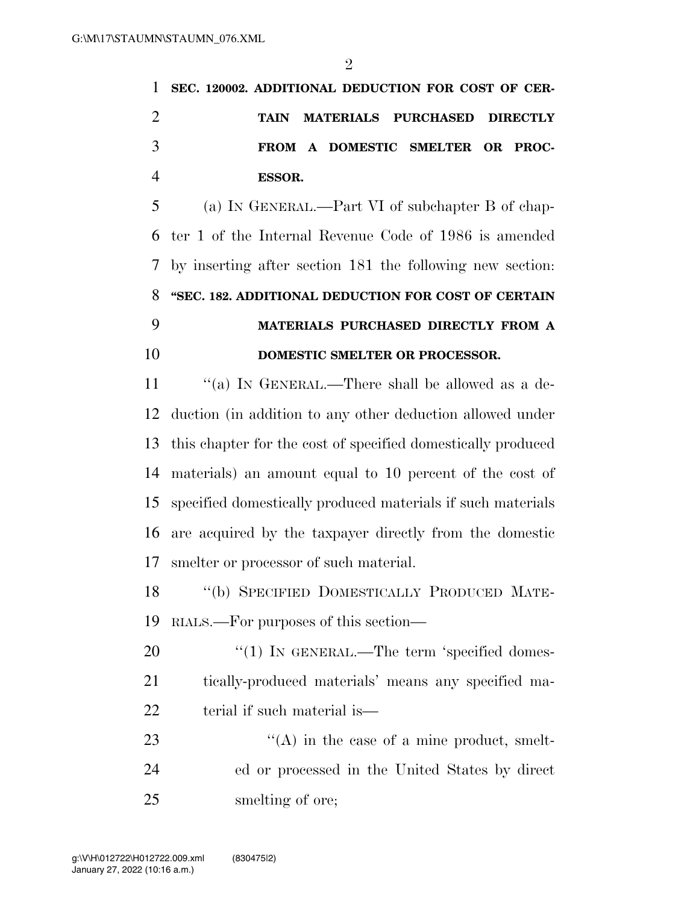**SEC. 120002. ADDITIONAL DEDUCTION FOR COST OF CERTAIN MATERIALS PURCHASED DIRECTLY FROM A DOMESTIC SMELTER OR PROCESSOR.**

(a) IN GENERAL.—Part VI of subchapter B of chapter 1 of the Internal Revenue Code of 1986 is amended by inserting after section 181 the following new section:

**"SEC. 182. ADDITIONAL DEDUCTION FOR COST OF CERTAIN MATERIALS PURCHASED DIRECTLY FROM A DOMESTIC SMELTER OR PROCESSOR.**

"(a) IN GENERAL.—There shall be allowed as a deduction (in addition to any other deduction allowed under this chapter for the cost of specified domestically produced materials) an amount equal to 10 percent of the cost of specified domestically produced materials if such materials are acquired by the taxpayer directly from the domestic smelter or processor of such material.

"(b) SPECIFIED DOMESTICALLY PRODUCED MATERIALS.—For purposes of this section—

"(1) IN GENERAL.—The term 'specified domestically-produced materials' means any specified material if such material is—

"(A) in the case of a mine product, smelted or processed in the United States by direct smelting of ore;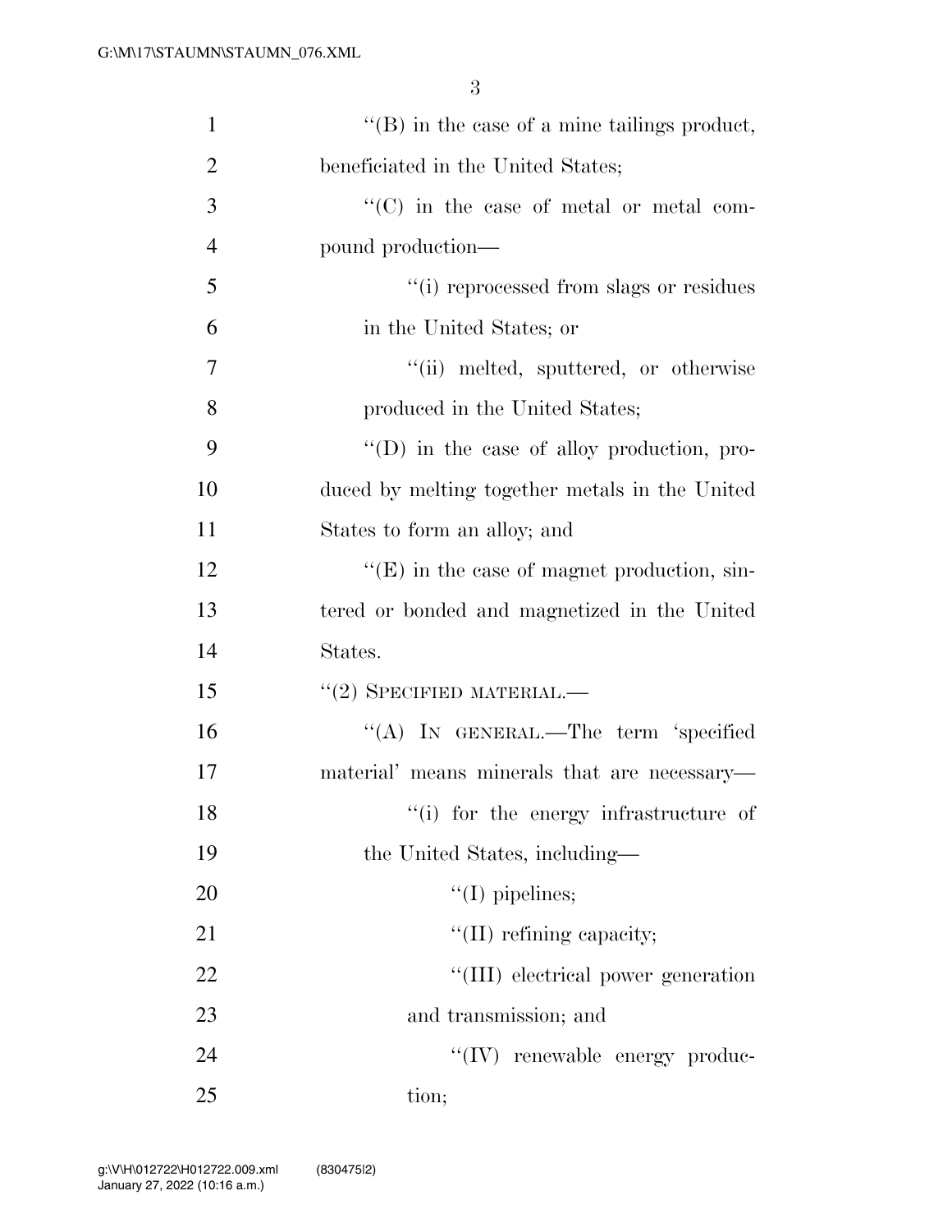''(B) in the case of a mine tailings product, beneficiated in the United States;

''(C) in the case of metal or metal compound production—

''(i) reprocessed from slags or residues in the United States; or

''(ii) melted, sputtered, or otherwise produced in the United States;

''(D) in the case of alloy production, produced by melting together metals in the United States to form an alloy; and

''(E) in the case of magnet production, sintered or bonded and magnetized in the United States.

''(2) SPECIFIED MATERIAL.—

''(A) IN GENERAL.—The term 'specified material' means minerals that are necessary—

''(i) for the energy infrastructure of the United States, including—

''(I) pipelines;

''(II) refining capacity;

''(III) electrical power generation and transmission; and

''(IV) renewable energy production;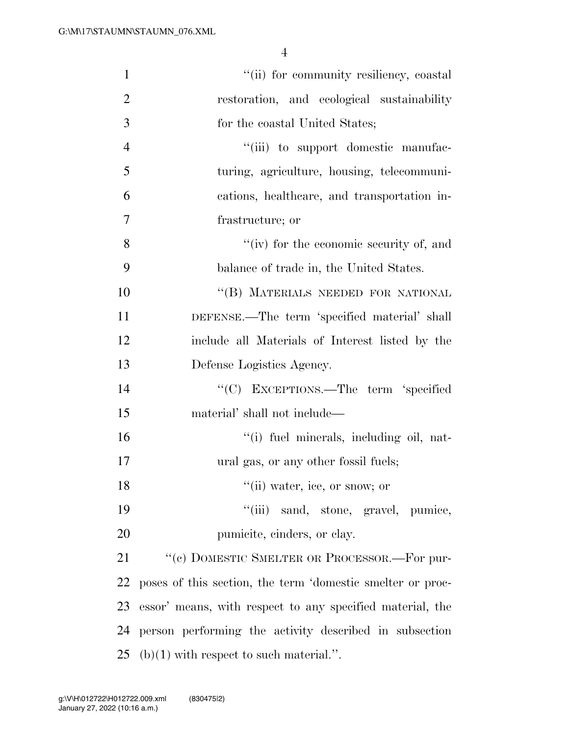''(ii) for community resiliency, coastal restoration, and ecological sustainability for the coastal United States;

''(iii) to support domestic manufacturing, agriculture, housing, telecommunications, healthcare, and transportation infrastructure; or

''(iv) for the economic security of, and balance of trade in, the United States.

''(B) MATERIALS NEEDED FOR NATIONAL DEFENSE.—The term 'specified material' shall include all Materials of Interest listed by the Defense Logistics Agency.

''(C) EXCEPTIONS.—The term 'specified material' shall not include—

''(i) fuel minerals, including oil, natural gas, or any other fossil fuels;

''(ii) water, ice, or snow; or

''(iii) sand, stone, gravel, pumice, pumicite, cinders, or clay.

''(c) DOMESTIC SMELTER OR PROCESSOR.—For purposes of this section, the term 'domestic smelter or processor' means, with respect to any specified material, the person performing the activity described in subsection (b)(1) with respect to such material.''.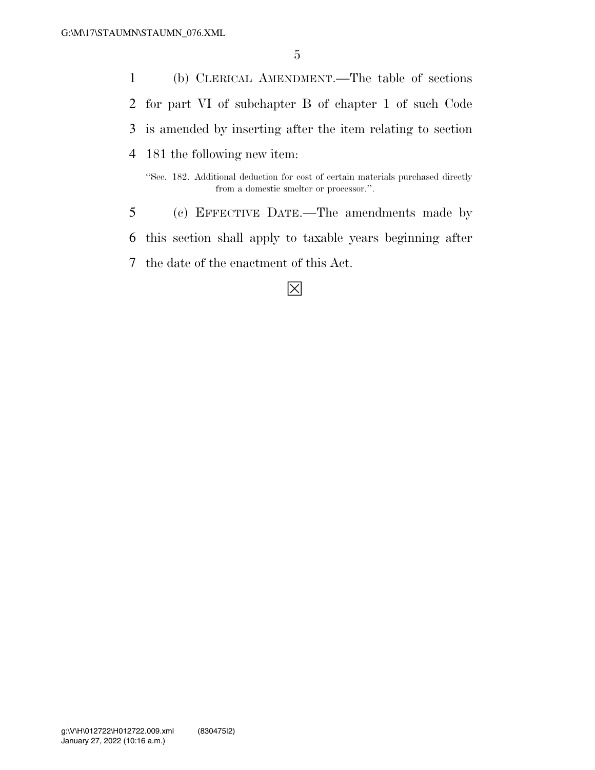(b) CLERICAL AMENDMENT.—The table of sections for part VI of subchapter B of chapter 1 of such Code is amended by inserting after the item relating to section 181 the following new item:

"Sec. 182. Additional deduction for cost of certain materials purchased directly from a domestic smelter or processor.".

(c) EFFECTIVE DATE.—The amendments made by this section shall apply to taxable years beginning after the date of the enactment of this Act.